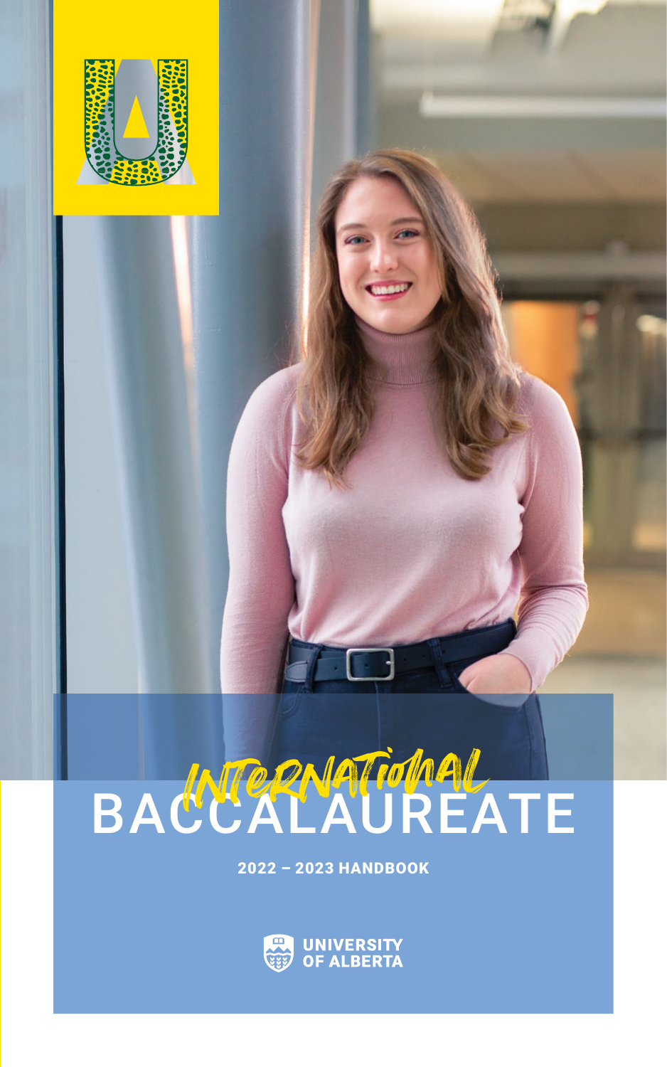# International BACCALAUREATE

**2022 – 2023 HANDBOOK**

UNIVERSITY OF ALBERTA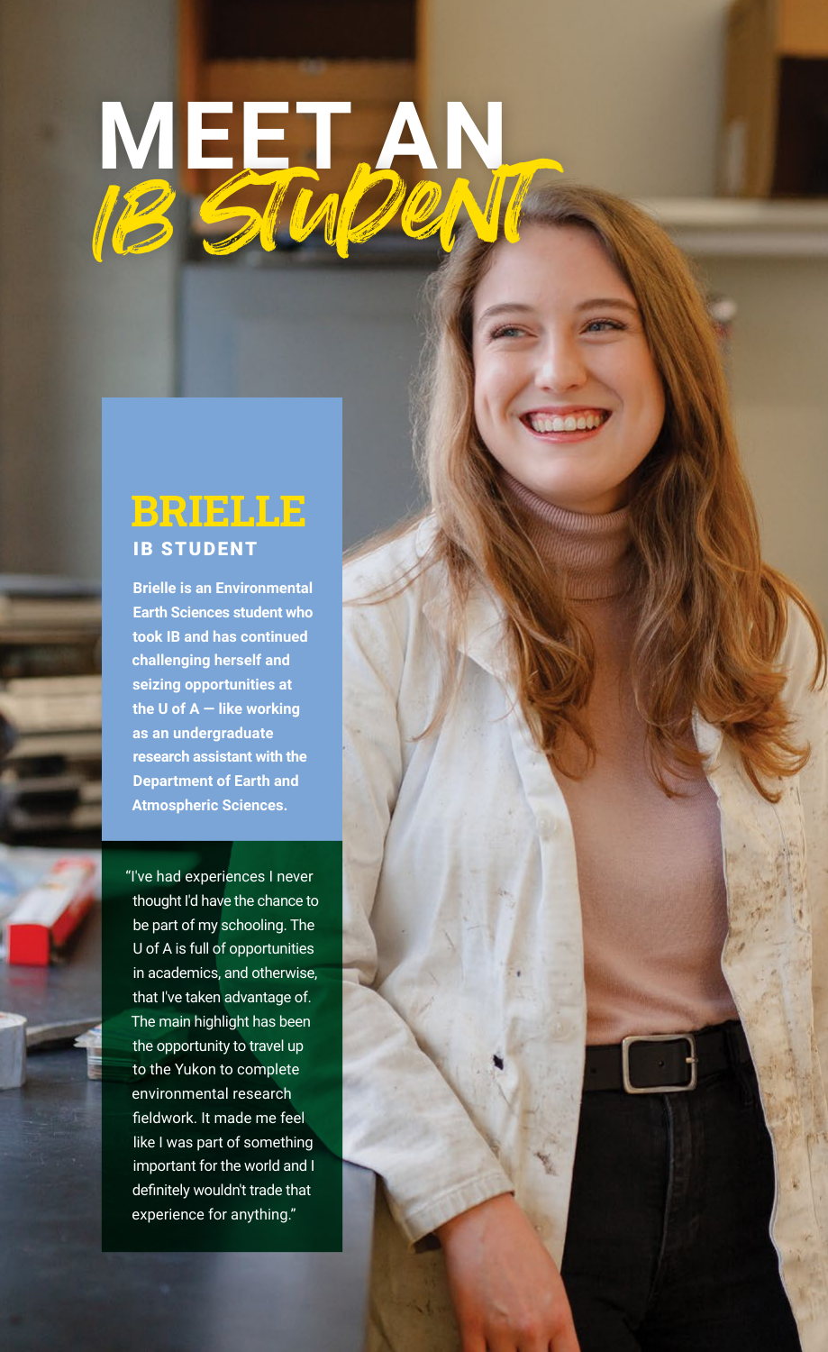# MEET AN IB STUDENT

## BRIELLE

### IB STUDENT

**Brielle is an Environmental Earth Sciences student who took IB and has continued challenging herself and seizing opportunities at the U of A — like working as an undergraduate research assistant with the Department of Earth and Atmospheric Sciences.**

"I've had experiences I never thought I'd have the chance to be part of my schooling. The U of A is full of opportunities in academics, and otherwise, that I've taken advantage of. The main highlight has been the opportunity to travel up to the Yukon to complete environmental research fieldwork. It made me feel like I was part of something important for the world and I definitely wouldn't trade that experience for anything."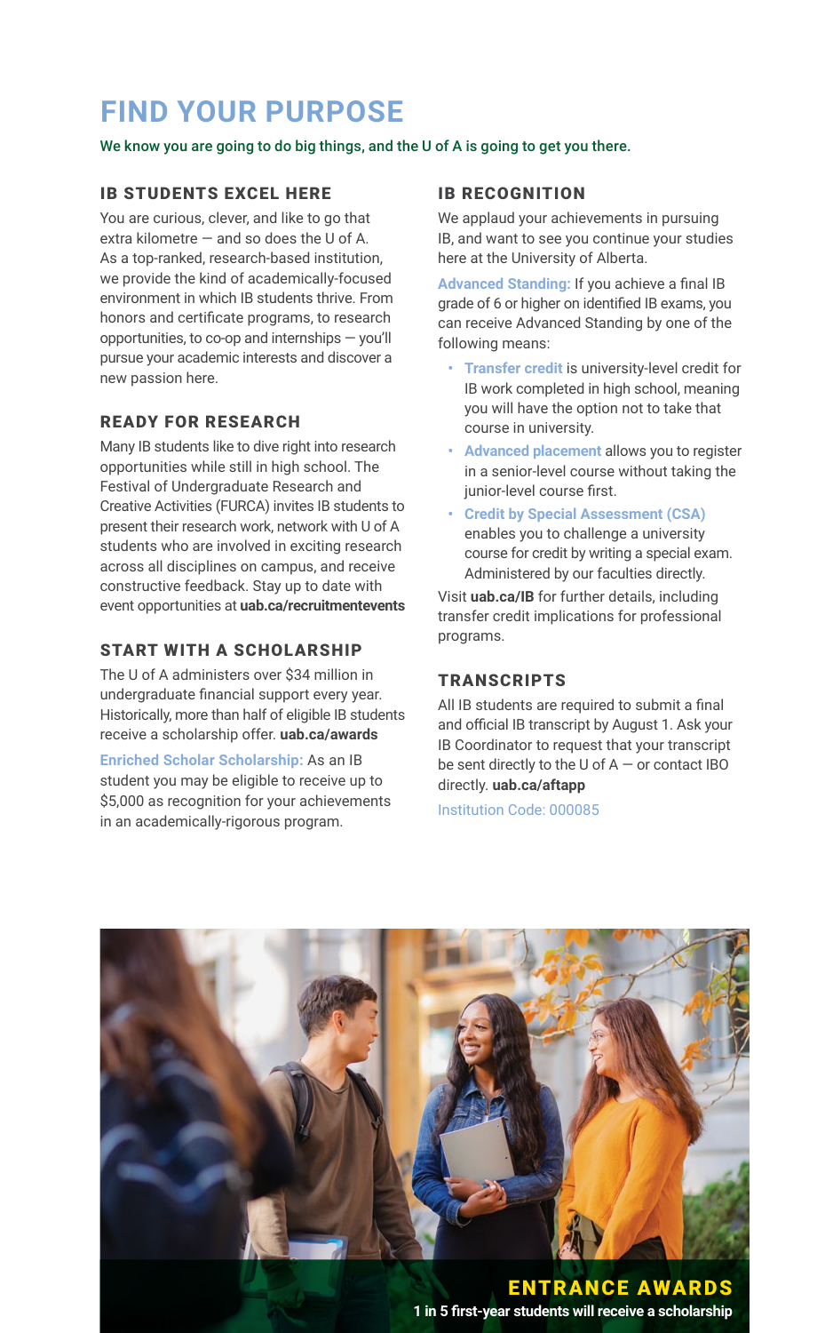# FIND YOUR PURPOSE

We know you are going to do big things, and the U of A is going to get you there.

## IB STUDENTS EXCEL HERE

You are curious, clever, and like to go that extra kilometre — and so does the U of A. As a top-ranked, research-based institution, we provide the kind of academically-focused environment in which IB students thrive. From honors and certificate programs, to research opportunities, to co-op and internships — you'll pursue your academic interests and discover a new passion here.

## READY FOR RESEARCH

Many IB students like to dive right into research opportunities while still in high school. The Festival of Undergraduate Research and Creative Activities (FURCA) invites IB students to present their research work, network with U of A students who are involved in exciting research across all disciplines on campus, and receive constructive feedback. Stay up to date with event opportunities at **uab.ca/recruitmentevents**

## START WITH A SCHOLARSHIP

The U of A administers over $34 million in undergraduate financial support every year. Historically, more than half of eligible IB students receive a scholarship offer. **uab.ca/awards**

**Enriched Scholar Scholarship:** As an IB student you may be eligible to receive up to $5,000 as recognition for your achievements in an academically-rigorous program.

## IB RECOGNITION

We applaud your achievements in pursuing IB, and want to see you continue your studies here at the University of Alberta.

**Advanced Standing:** If you achieve a final IB grade of 6 or higher on identified IB exams, you can receive Advanced Standing by one of the following means:

- **Transfer credit** is university-level credit for IB work completed in high school, meaning you will have the option not to take that course in university.
- **Advanced placement** allows you to register in a senior-level course without taking the junior-level course first.
- **Credit by Special Assessment (CSA)** enables you to challenge a university course for credit by writing a special exam. Administered by our faculties directly.

Visit **uab.ca/IB** for further details, including transfer credit implications for professional programs.

## TRANSCRIPTS

All IB students are required to submit a final and official IB transcript by August 1. Ask your IB Coordinator to request that your transcript be sent directly to the U of A — or contact IBO directly. **uab.ca/aftapp**

Institution Code: 000085

**ENTRANCE AWARDS**

**1 in 5 first-year students will receive a scholarship**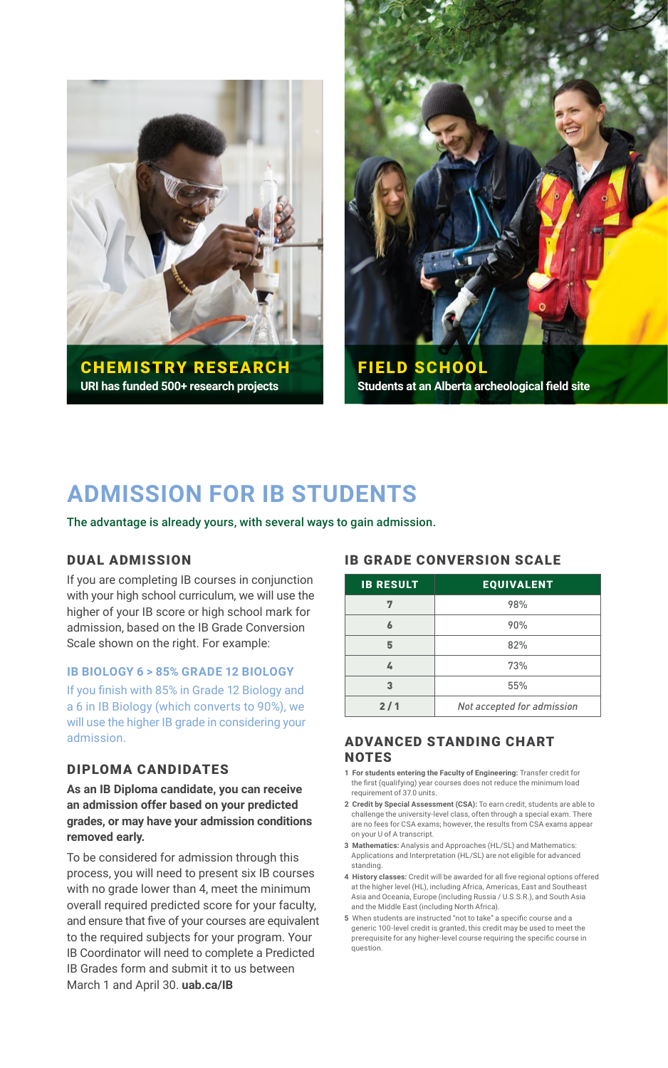**CHEMISTRY RESEARCH**
URI has funded 500+ research projects

**FIELD SCHOOL**
Students at an Alberta archeological field site

# ADMISSION FOR IB STUDENTS

The advantage is already yours, with several ways to gain admission.

## DUAL ADMISSION

If you are completing IB courses in conjunction with your high school curriculum, we will use the higher of your IB score or high school mark for admission, based on the IB Grade Conversion Scale shown on the right. For example:

### IB BIOLOGY 6 > 85% GRADE 12 BIOLOGY

If you finish with 85% in Grade 12 Biology and a 6 in IB Biology (which converts to 90%), we will use the higher IB grade in considering your admission.

## DIPLOMA CANDIDATES

**As an IB Diploma candidate, you can receive an admission offer based on your predicted grades, or may have your admission conditions removed early.**

To be considered for admission through this process, you will need to present six IB courses with no grade lower than 4, meet the minimum overall required predicted score for your faculty, and ensure that five of your courses are equivalent to the required subjects for your program. Your IB Coordinator will need to complete a Predicted IB Grades form and submit it to us between March 1 and April 30. **uab.ca/IB**

## IB GRADE CONVERSION SCALE

| IB RESULT | EQUIVALENT |
|---|---|
| 7 | 98% |
| 6 | 90% |
| 5 | 82% |
| 4 | 73% |
| 3 | 55% |
| 2 / 1 | *Not accepted for admission* |

## ADVANCED STANDING CHART NOTES

1. **For students entering the Faculty of Engineering:** Transfer credit for the first (qualifying) year courses does not reduce the minimum load requirement of 37.0 units.
2. **Credit by Special Assessment (CSA):** To earn credit, students are able to challenge the university-level class, often through a special exam. There are no fees for CSA exams; however, the results from CSA exams appear on your U of A transcript.
3. **Mathematics:** Analysis and Approaches (HL/SL) and Mathematics: Applications and Interpretation (HL/SL) are not eligible for advanced standing.
4. **History classes:** Credit will be awarded for all five regional options offered at the higher level (HL), including Africa, Americas, East and Southeast Asia and Oceania, Europe (including Russia / U.S.S.R.), and South Asia and the Middle East (including North Africa).
5. When students are instructed "not to take" a specific course and a generic 100-level credit is granted, this credit may be used to meet the prerequisite for any higher-level course requiring the specific course in question.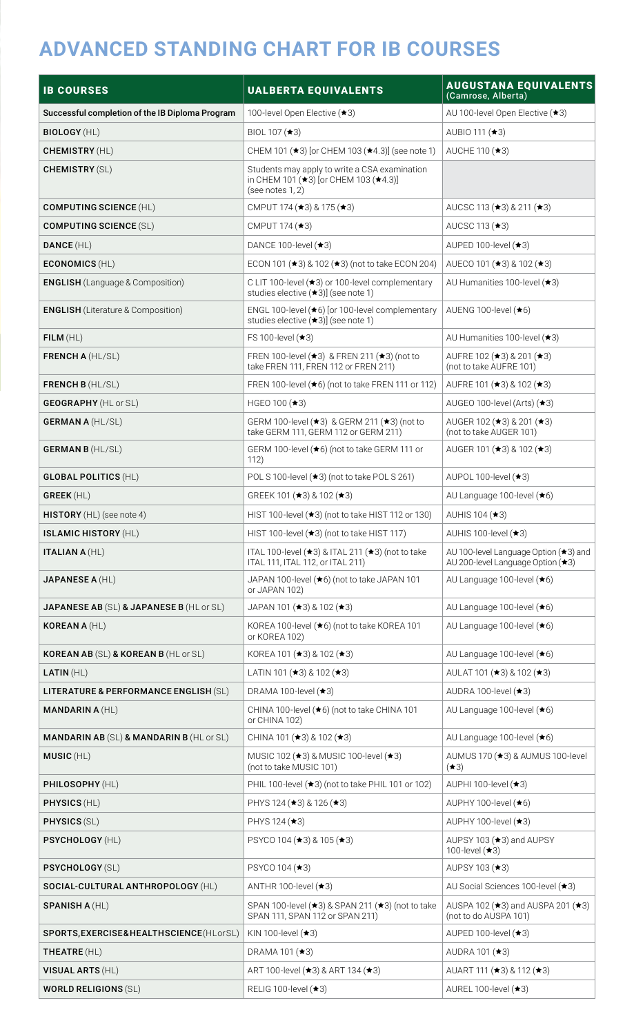# ADVANCED STANDING CHART FOR IB COURSES

| IB COURSES | UALBERTA EQUIVALENTS | AUGUSTANA EQUIVALENTS (Camrose, Alberta) |
|---|---|---|
| Successful completion of the IB Diploma Program | 100-level Open Elective (★3) | AU 100-level Open Elective (★3) |
| **BIOLOGY** (HL) | BIOL 107 (★3) | AUBIO 111 (★3) |
| **CHEMISTRY** (HL) | CHEM 101 (★3) [or CHEM 103 (★4.3)] (see note 1) | AUCHE 110 (★3) |
| **CHEMISTRY** (SL) | Students may apply to write a CSA examination in CHEM 101 (★3) [or CHEM 103 (★4.3)] (see notes 1, 2) | |
| **COMPUTING SCIENCE** (HL) | CMPUT 174 (★3) & 175 (★3) | AUCSC 113 (★3) & 211 (★3) |
| **COMPUTING SCIENCE** (SL) | CMPUT 174 (★3) | AUCSC 113 (★3) |
| **DANCE** (HL) | DANCE 100-level (★3) | AUPED 100-level (★3) |
| **ECONOMICS** (HL) | ECON 101 (★3) & 102 (★3) (not to take ECON 204) | AUECO 101 (★3) & 102 (★3) |
| **ENGLISH** (Language & Composition) | C LIT 100-level (★3) or 100-level complementary studies elective (★3)] (see note 1) | AU Humanities 100-level (★3) |
| **ENGLISH** (Literature & Composition) | ENGL 100-level (★6) [or 100-level complementary studies elective (★3)] (see note 1) | AUENG 100-level (★6) |
| **FILM** (HL) | FS 100-level (★3) | AU Humanities 100-level (★3) |
| **FRENCH A** (HL/SL) | FREN 100-level (★3) & FREN 211 (★3) (not to take FREN 111, FREN 112 or FREN 211) | AUFRE 102 (★3) & 201 (★3) (not to take AUFRE 101) |
| **FRENCH B** (HL/SL) | FREN 100-level (★6) (not to take FREN 111 or 112) | AUFRE 101 (★3) & 102 (★3) |
| **GEOGRAPHY** (HL or SL) | HGEO 100 (★3) | AUGEO 100-level (Arts) (★3) |
| **GERMAN A** (HL/SL) | GERM 100-level (★3) & GERM 211 (★3) (not to take GERM 111, GERM 112 or GERM 211) | AUGER 102 (★3) & 201 (★3) (not to take AUGER 101) |
| **GERMAN B** (HL/SL) | GERM 100-level (★6) (not to take GERM 111 or 112) | AUGER 101 (★3) & 102 (★3) |
| **GLOBAL POLITICS** (HL) | POL S 100-level (★3) (not to take POL S 261) | AUPOL 100-level (★3) |
| **GREEK** (HL) | GREEK 101 (★3) & 102 (★3) | AU Language 100-level (★6) |
| **HISTORY** (HL) (see note 4) | HIST 100-level (★3) (not to take HIST 112 or 130) | AUHIS 104 (★3) |
| **ISLAMIC HISTORY** (HL) | HIST 100-level (★3) (not to take HIST 117) | AUHIS 100-level (★3) |
| **ITALIAN A** (HL) | ITAL 100-level (★3) & ITAL 211 (★3) (not to take ITAL 111, ITAL 112, or ITAL 211) | AU 100-level Language Option (★3) and AU 200-level Language Option (★3) |
| **JAPANESE A** (HL) | JAPAN 100-level (★6) (not to take JAPAN 101 or JAPAN 102) | AU Language 100-level (★6) |
| **JAPANESE AB** (SL) **& JAPANESE B** (HL or SL) | JAPAN 101 (★3) & 102 (★3) | AU Language 100-level (★6) |
| **KOREAN A** (HL) | KOREA 100-level (★6) (not to take KOREA 101 or KOREA 102) | AU Language 100-level (★6) |
| **KOREAN AB** (SL) **& KOREAN B** (HL or SL) | KOREA 101 (★3) & 102 (★3) | AU Language 100-level (★6) |
| **LATIN** (HL) | LATIN 101 (★3) & 102 (★3) | AULAT 101 (★3) & 102 (★3) |
| **LITERATURE & PERFORMANCE ENGLISH** (SL) | DRAMA 100-level (★3) | AUDRA 100-level (★3) |
| **MANDARIN A** (HL) | CHINA 100-level (★6) (not to take CHINA 101 or CHINA 102) | AU Language 100-level (★6) |
| **MANDARIN AB** (SL) **& MANDARIN B** (HL or SL) | CHINA 101 (★3) & 102 (★3) | AU Language 100-level (★6) |
| **MUSIC** (HL) | MUSIC 102 (★3) & MUSIC 100-level (★3) (not to take MUSIC 101) | AUMUS 170 (★3) & AUMUS 100-level (★3) |
| **PHILOSOPHY** (HL) | PHIL 100-level (★3) (not to take PHIL 101 or 102) | AUPHI 100-level (★3) |
| **PHYSICS** (HL) | PHYS 124 (★3) & 126 (★3) | AUPHY 100-level (★6) |
| **PHYSICS** (SL) | PHYS 124 (★3) | AUPHY 100-level (★3) |
| **PSYCHOLOGY** (HL) | PSYCO 104 (★3) & 105 (★3) | AUPSY 103 (★3) and AUPSY 100-level (★3) |
| **PSYCHOLOGY** (SL) | PSYCO 104 (★3) | AUPSY 103 (★3) |
| **SOCIAL-CULTURAL ANTHROPOLOGY** (HL) | ANTHR 100-level (★3) | AU Social Sciences 100-level (★3) |
| **SPANISH A** (HL) | SPAN 100-level (★3) & SPAN 211 (★3) (not to take SPAN 111, SPAN 112 or SPAN 211) | AUSPA 102 (★3) and AUSPA 201 (★3) (not to do AUSPA 101) |
| **SPORTS,EXERCISE&HEALTHSCIENCE**(HLorSL) | KIN 100-level (★3) | AUPED 100-level (★3) |
| **THEATRE** (HL) | DRAMA 101 (★3) | AUDRA 101 (★3) |
| **VISUAL ARTS** (HL) | ART 100-level (★3) & ART 134 (★3) | AUART 111 (★3) & 112 (★3) |
| **WORLD RELIGIONS** (SL) | RELIG 100-level (★3) | AUREL 100-level (★3) |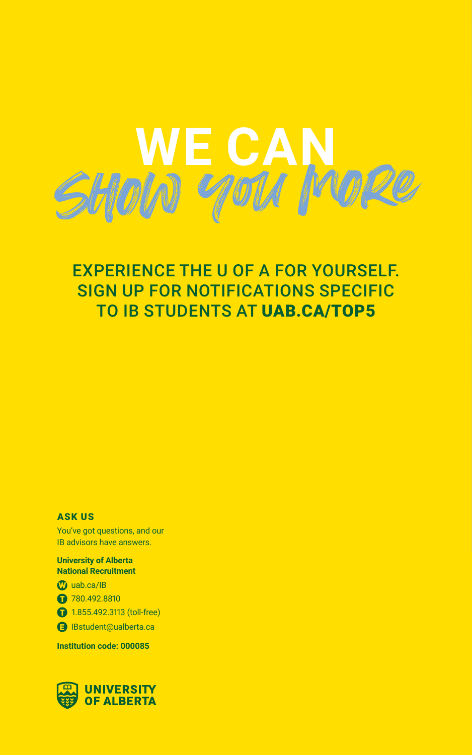# WE CAN *SHOW YOU MORE*

## EXPERIENCE THE U OF A FOR YOURSELF. SIGN UP FOR NOTIFICATIONS SPECIFIC TO IB STUDENTS AT **UAB.CA/TOP5**

### ASK US

You've got questions, and our IB advisors have answers.

**University of Alberta**
**National Recruitment**

W uab.ca/IB

T 780.492.8810

T 1.855.492.3113 (toll-free)

E IBstudent@ualberta.ca

**Institution code: 000085**

UNIVERSITY OF ALBERTA